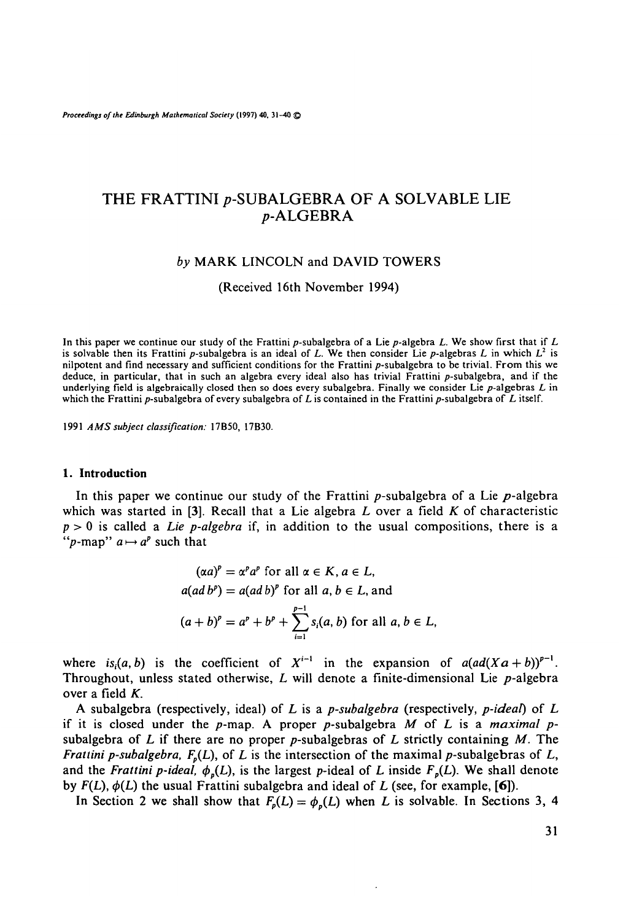# THE FRATTINI $p$-SUBALGEBRA OF A SOLVABLE LIE $p$-ALGEBRA

*by* MARK LINCOLN and DAVID TOWERS

(Received 16th November 1994)

In this paper we continue our study of the Frattini $p$-subalgebra of a Lie $p$-algebra $L$. We show first that if $L$ is solvable then its Frattini $p$-subalgebra is an ideal of $L$. We then consider Lie $p$-algebras $L$ in which $L^2$ is nilpotent and find necessary and sufficient conditions for the Frattini $p$-subalgebra to be trivial. From this we deduce, in particular, that in such an algebra every ideal also has trivial Frattini $p$-subalgebra, and if the underlying field is algebraically closed then so does every subalgebra. Finally we consider Lie $p$-algebras $L$ in which the Frattini $p$-subalgebra of every subalgebra of $L$ is contained in the Frattini $p$-subalgebra of $L$ itself.

1991 *AMS subject classification:* 17B50, 17B30.

## 1. Introduction

In this paper we continue our study of the Frattini $p$-subalgebra of a Lie $p$-algebra which was started in [3]. Recall that a Lie algebra $L$ over a field $K$ of characteristic $p > 0$ is called a *Lie $p$-algebra* if, in addition to the usual compositions, there is a "$p$-map" $a \mapsto a^p$ such that

$$(\alpha a)^p = \alpha^p a^p \text{ for all } \alpha \in K, a \in L,$$

$$a(ad\, b^p) = a(ad\, b)^p \text{ for all } a, b \in L, \text{ and}$$

$$(a+b)^p = a^p + b^p + \sum_{i=1}^{p-1} s_i(a,b) \text{ for all } a, b \in L,$$

where $is_i(a,b)$ is the coefficient of $X^{i-1}$ in the expansion of $a(ad(Xa+b))^{p-1}$. Throughout, unless stated otherwise, $L$ will denote a finite-dimensional Lie $p$-algebra over a field $K$.

A subalgebra (respectively, ideal) of $L$ is a *$p$-subalgebra* (respectively, *$p$-ideal*) of $L$ if it is closed under the $p$-map. A proper $p$-subalgebra $M$ of $L$ is a *maximal $p$-subalgebra* of $L$ if there are no proper $p$-subalgebras of $L$ strictly containing $M$. The *Frattini $p$-subalgebra*, $F_p(L)$, of $L$ is the intersection of the maximal $p$-subalgebras of $L$, and the *Frattini $p$-ideal*, $\phi_p(L)$, is the largest $p$-ideal of $L$ inside $F_p(L)$. We shall denote by $F(L)$, $\phi(L)$ the usual Frattini subalgebra and ideal of $L$ (see, for example, [6]).

In Section 2 we shall show that $F_p(L) = \phi_p(L)$ when $L$ is solvable. In Sections 3, 4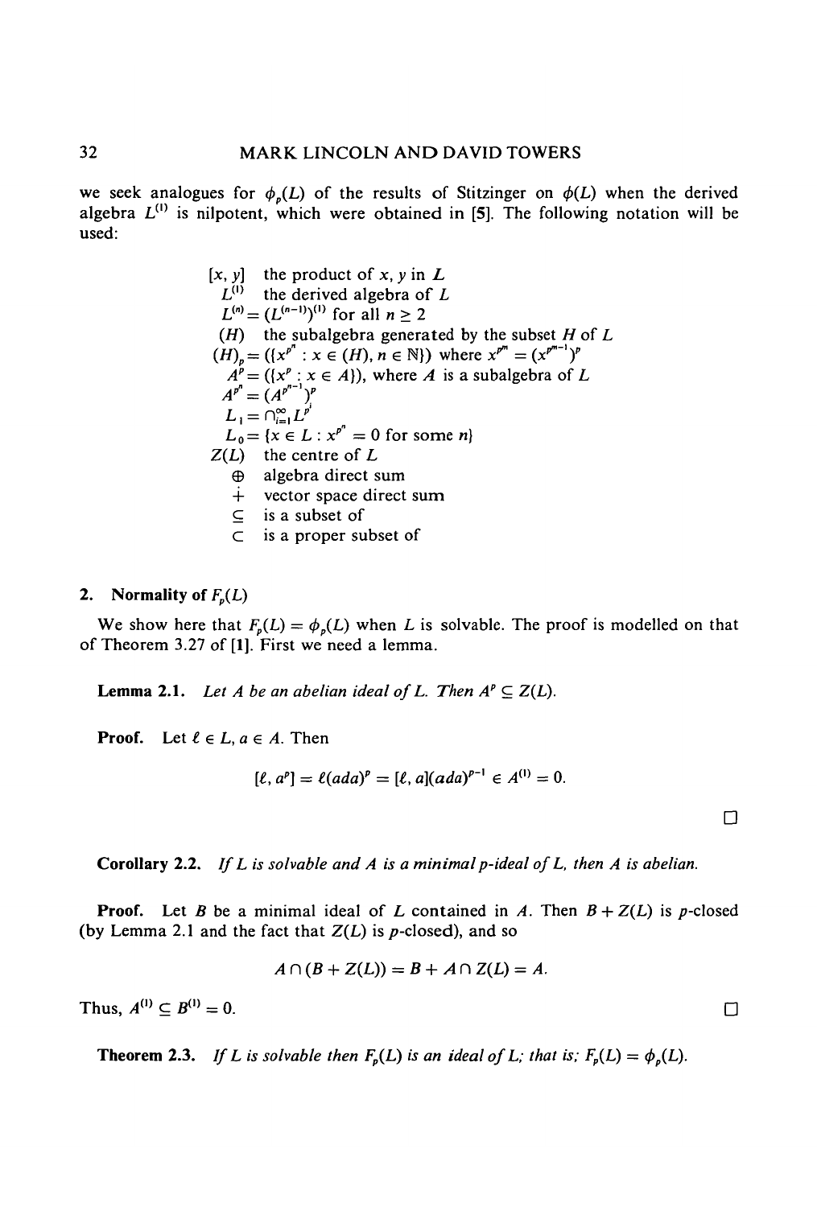we seek analogues for $\phi_p(L)$ of the results of Stitzinger on $\phi(L)$ when the derived algebra $L^{(1)}$ is nilpotent, which were obtained in [5]. The following notation will be used:

| | |
|---|---|
| $[x, y]$ | the product of $x, y$ in $L$ |
| $L^{(1)}$ | the derived algebra of $L$ |
| $L^{(n)} = (L^{(n-1)})^{(1)}$ for all $n \geq 2$ | |
| $(H)$ | the subalgebra generated by the subset $H$ of $L$ |
| $(H)_p = (\{x^{p^n} : x \in (H), n \in \mathbb{N}\})$ where $x^{p^n} = (x^{p^{n-1}})^p$ | |
| $A^p = (\{x^p : x \in A\})$, where $A$ is a subalgebra of $L$ | |
| $A^{p^n} = (A^{p^{n-1}})^p$ | |
| $L_1 = \cap_{i=1}^{\infty} L^{p^i}$ | |
| $L_0 = \{x \in L : x^{p^n} = 0$ for some $n\}$ | |
| $Z(L)$ | the centre of $L$ |
| $\oplus$ | algebra direct sum |
| $\dot{+}$ | vector space direct sum |
| $\subseteq$ | is a subset of |
| $\subset$ | is a proper subset of |

## 2. Normality of $F_p(L)$

We show here that $F_p(L) = \phi_p(L)$ when $L$ is solvable. The proof is modelled on that of Theorem 3.27 of [1]. First we need a lemma.

**Lemma 2.1.** *Let $A$ be an abelian ideal of $L$. Then $A^p \subseteq Z(L)$.*

**Proof.** Let $\ell \in L$, $a \in A$. Then

$$[\ell, a^p] = \ell(ada)^p = [\ell, a](ada)^{p-1} \in A^{(1)} = 0.$$

□

**Corollary 2.2.** *If $L$ is solvable and $A$ is a minimal $p$-ideal of $L$, then $A$ is abelian.*

**Proof.** Let $B$ be a minimal ideal of $L$ contained in $A$. Then $B + Z(L)$ is $p$-closed (by Lemma 2.1 and the fact that $Z(L)$ is $p$-closed), and so

$$A \cap (B + Z(L)) = B + A \cap Z(L) = A.$$

Thus, $A^{(1)} \subseteq B^{(1)} = 0$. □

**Theorem 2.3.** *If $L$ is solvable then $F_p(L)$ is an ideal of $L$; that is; $F_p(L) = \phi_p(L)$.*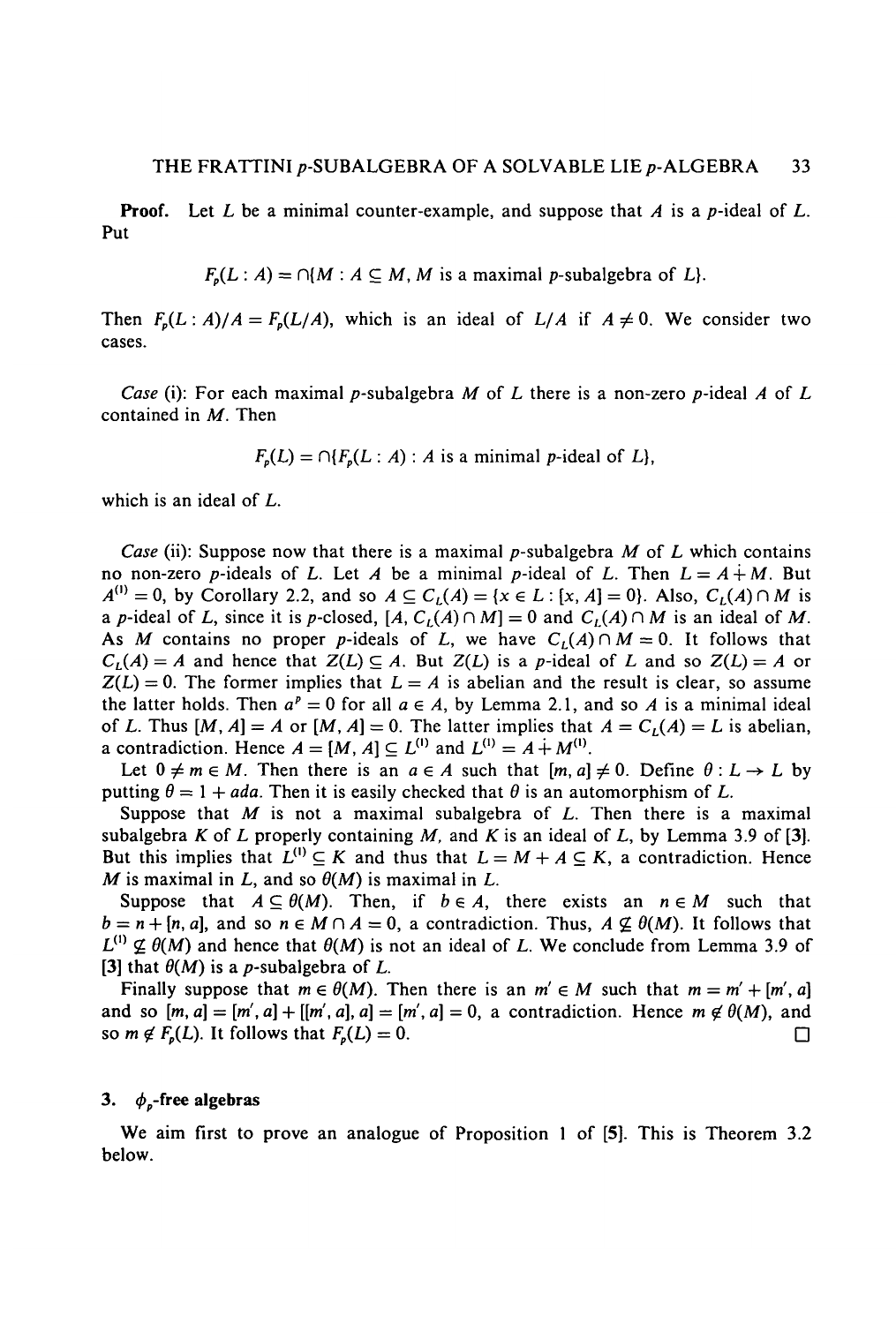**Proof.** Let $L$ be a minimal counter-example, and suppose that $A$ is a $p$-ideal of $L$. Put

$$F_p(L : A) = \cap\{M : A \subseteq M, M \text{ is a maximal } p\text{-subalgebra of } L\}.$$

Then $F_p(L : A)/A = F_p(L/A)$, which is an ideal of $L/A$ if $A \neq 0$. We consider two cases.

*Case* (i): For each maximal $p$-subalgebra $M$ of $L$ there is a non-zero $p$-ideal $A$ of $L$ contained in $M$. Then

$$F_p(L) = \cap\{F_p(L : A) : A \text{ is a minimal } p\text{-ideal of } L\},$$

which is an ideal of $L$.

*Case* (ii): Suppose now that there is a maximal $p$-subalgebra $M$ of $L$ which contains no non-zero $p$-ideals of $L$. Let $A$ be a minimal $p$-ideal of $L$. Then $L = A \dotplus M$. But $A^{(1)} = 0$, by Corollary 2.2, and so $A \subseteq C_L(A) = \{x \in L : [x, A] = 0\}$. Also, $C_L(A) \cap M$ is a $p$-ideal of $L$, since it is $p$-closed, $[A, C_L(A) \cap M] = 0$ and $C_L(A) \cap M$ is an ideal of $M$. As $M$ contains no proper $p$-ideals of $L$, we have $C_L(A) \cap M = 0$. It follows that $C_L(A) = A$ and hence that $Z(L) \subseteq A$. But $Z(L)$ is a $p$-ideal of $L$ and so $Z(L) = A$ or $Z(L) = 0$. The former implies that $L = A$ is abelian and the result is clear, so assume the latter holds. Then $a^p = 0$ for all $a \in A$, by Lemma 2.1, and so $A$ is a minimal ideal of $L$. Thus $[M, A] = A$ or $[M, A] = 0$. The latter implies that $A = C_L(A) = L$ is abelian, a contradiction. Hence $A = [M, A] \subseteq L^{(1)}$ and $L^{(1)} = A \dotplus M^{(1)}$.

Let $0 \neq m \in M$. Then there is an $a \in A$ such that $[m, a] \neq 0$. Define $\theta : L \to L$ by putting $\theta = 1 + ada$. Then it is easily checked that $\theta$ is an automorphism of $L$.

Suppose that $M$ is not a maximal subalgebra of $L$. Then there is a maximal subalgebra $K$ of $L$ properly containing $M$, and $K$ is an ideal of $L$, by Lemma 3.9 of [3]. But this implies that $L^{(1)} \subseteq K$ and thus that $L = M + A \subseteq K$, a contradiction. Hence $M$ is maximal in $L$, and so $\theta(M)$ is maximal in $L$.

Suppose that $A \subseteq \theta(M)$. Then, if $b \in A$, there exists an $n \in M$ such that $b = n + [n, a]$, and so $n \in M \cap A = 0$, a contradiction. Thus, $A \not\subseteq \theta(M)$. It follows that $L^{(1)} \not\subseteq \theta(M)$ and hence that $\theta(M)$ is not an ideal of $L$. We conclude from Lemma 3.9 of [3] that $\theta(M)$ is a $p$-subalgebra of $L$.

Finally suppose that $m \in \theta(M)$. Then there is an $m' \in M$ such that $m = m' + [m', a]$ and so $[m, a] = [m', a] + [[m', a], a] = [m', a] = 0$, a contradiction. Hence $m \notin \theta(M)$, and so $m \notin F_p(L)$. It follows that $F_p(L) = 0$. □

## 3. $\phi_p$-free algebras

We aim first to prove an analogue of Proposition 1 of [5]. This is Theorem 3.2 below.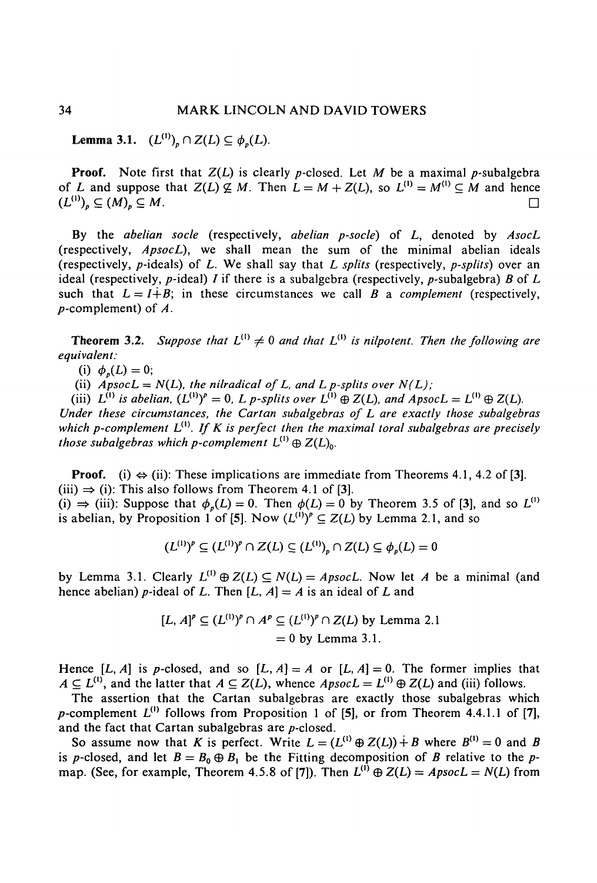**Lemma 3.1.** $(L^{(1)})_p \cap Z(L) \subseteq \phi_p(L)$.

**Proof.** Note first that $Z(L)$ is clearly $p$-closed. Let $M$ be a maximal $p$-subalgebra of $L$ and suppose that $Z(L) \not\subseteq M$. Then $L = M + Z(L)$, so $L^{(1)} = M^{(1)} \subseteq M$ and hence $(L^{(1)})_p \subseteq (M)_p \subseteq M$. □

By the *abelian socle* (respectively, *abelian p-socle*) of $L$, denoted by $AsocL$ (respectively, $ApsocL$), we shall mean the sum of the minimal abelian ideals (respectively, $p$-ideals) of $L$. We shall say that $L$ *splits* (respectively, *p-splits*) over an ideal (respectively, $p$-ideal) $I$ if there is a subalgebra (respectively, $p$-subalgebra) $B$ of $L$ such that $L = I \dot{+} B$; in these circumstances we call $B$ a *complement* (respectively, $p$-complement) of $A$.

**Theorem 3.2.** *Suppose that $L^{(1)} \neq 0$ and that $L^{(1)}$ is nilpotent. Then the following are equivalent:*

(i) $\phi_p(L) = 0$;

(ii) *$ApsocL = N(L)$, the nilradical of $L$, and $L$ $p$-splits over $N(L)$;*

(iii) *$L^{(1)}$ is abelian, $(L^{(1)})^p = 0$, $L$ $p$-splits over $L^{(1)} \oplus Z(L)$, and $ApsocL = L^{(1)} \oplus Z(L)$.*

*Under these circumstances, the Cartan subalgebras of $L$ are exactly those subalgebras which $p$-complement $L^{(1)}$. If $K$ is perfect then the maximal toral subalgebras are precisely those subalgebras which $p$-complement $L^{(1)} \oplus Z(L)_0$.*

**Proof.** (i) $\Leftrightarrow$ (ii): These implications are immediate from Theorems 4.1, 4.2 of [3].
(iii) $\Rightarrow$ (i): This also follows from Theorem 4.1 of [3].
(i) $\Rightarrow$ (iii): Suppose that $\phi_p(L) = 0$. Then $\phi(L) = 0$ by Theorem 3.5 of [3], and so $L^{(1)}$ is abelian, by Proposition 1 of [5]. Now $(L^{(1)})^p \subseteq Z(L)$ by Lemma 2.1, and so

$$(L^{(1)})^p \subseteq (L^{(1)})^p \cap Z(L) \subseteq (L^{(1)})_p \cap Z(L) \subseteq \phi_p(L) = 0$$

by Lemma 3.1. Clearly $L^{(1)} \oplus Z(L) \subseteq N(L) = ApsocL$. Now let $A$ be a minimal (and hence abelian) $p$-ideal of $L$. Then $[L, A] = A$ is an ideal of $L$ and

$$\begin{aligned}[L, A]^p &\subseteq (L^{(1)})^p \cap A^p \subseteq (L^{(1)})^p \cap Z(L) \text{ by Lemma 2.1} \\ &= 0 \text{ by Lemma 3.1.}\end{aligned}$$

Hence $[L, A]$ is $p$-closed, and so $[L, A] = A$ or $[L, A] = 0$. The former implies that $A \subseteq L^{(1)}$, and the latter that $A \subseteq Z(L)$, whence $ApsocL = L^{(1)} \oplus Z(L)$ and (iii) follows.

The assertion that the Cartan subalgebras are exactly those subalgebras which $p$-complement $L^{(1)}$ follows from Proposition 1 of [5], or from Theorem 4.4.1.1 of [7], and the fact that Cartan subalgebras are $p$-closed.

So assume now that $K$ is perfect. Write $L = (L^{(1)} \oplus Z(L)) \dot{+} B$ where $B^{(1)} = 0$ and $B$ is $p$-closed, and let $B = B_0 \oplus B_1$ be the Fitting decomposition of $B$ relative to the $p$-map. (See, for example, Theorem 4.5.8 of [7]). Then $L^{(1)} \oplus Z(L) = ApsocL = N(L)$ from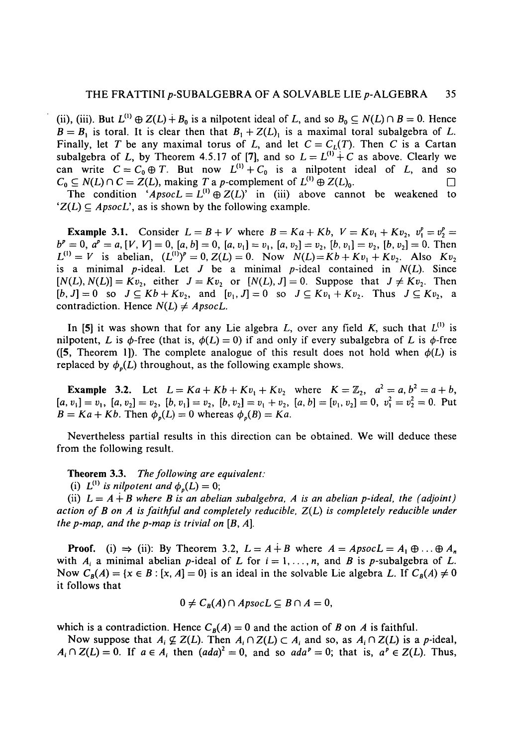(ii), (iii). But $L^{(1)} \oplus Z(L) \dot{+} B_0$ is a nilpotent ideal of $L$, and so $B_0 \subseteq N(L) \cap B = 0$. Hence $B = B_1$ is toral. It is clear then that $B_1 + Z(L)_1$ is a maximal toral subalgebra of $L$. Finally, let $T$ be any maximal torus of $L$, and let $C = C_L(T)$. Then $C$ is a Cartan subalgebra of $L$, by Theorem 4.5.17 of [7], and so $L = L^{(1)} \dot{+} C$ as above. Clearly we can write $C = C_0 \oplus T$. But now $L^{(1)} + C_0$ is a nilpotent ideal of $L$, and so $C_0 \subseteq N(L) \cap C = Z(L)$, making $T$ a $p$-complement of $L^{(1)} \oplus Z(L)_0$. $\square$

The condition '$Apsoc L = L^{(1)} \oplus Z(L)$' in (iii) above cannot be weakened to '$Z(L) \subseteq Apsoc L$', as is shown by the following example.

**Example 3.1.** Consider $L = B + V$ where $B = Ka + Kb$, $V = Kv_1 + Kv_2$, $v_1^p = v_2^p = b^p = 0$, $a^p = a$, $[V, V] = 0$, $[a, b] = 0$, $[a, v_1] = v_1$, $[a, v_2] = v_2$, $[b, v_1] = v_2$, $[b, v_2] = 0$. Then $L^{(1)} = V$ is abelian, $(L^{(1)})^p = 0$, $Z(L) = 0$. Now $N(L) = Kb + Kv_1 + Kv_2$. Also $Kv_2$ is a minimal $p$-ideal. Let $J$ be a minimal $p$-ideal contained in $N(L)$. Since $[N(L), N(L)] = Kv_2$, either $J = Kv_2$ or $[N(L), J] = 0$. Suppose that $J \neq Kv_2$. Then $[b, J] = 0$ so $J \subseteq Kb + Kv_2$, and $[v_1, J] = 0$ so $J \subseteq Kv_1 + Kv_2$. Thus $J \subseteq Kv_2$, a contradiction. Hence $N(L) \neq Apsoc L$.

In [5] it was shown that for any Lie algebra $L$, over any field $K$, such that $L^{(1)}$ is nilpotent, $L$ is $\phi$-free (that is, $\phi(L) = 0$) if and only if every subalgebra of $L$ is $\phi$-free ([5, Theorem 1]). The complete analogue of this result does not hold when $\phi(L)$ is replaced by $\phi_p(L)$ throughout, as the following example shows.

**Example 3.2.** Let $L = Ka + Kb + Kv_1 + Kv_2$ where $K = \mathbb{Z}_2$, $a^2 = a$, $b^2 = a + b$, $[a, v_1] = v_1$, $[a, v_2] = v_2$, $[b, v_1] = v_2$, $[b, v_2] = v_1 + v_2$, $[a, b] = [v_1, v_2] = 0$, $v_1^2 = v_2^2 = 0$. Put $B = Ka + Kb$. Then $\phi_p(L) = 0$ whereas $\phi_p(B) = Ka$.

Nevertheless partial results in this direction can be obtained. We will deduce these from the following result.

**Theorem 3.3.** *The following are equivalent:*

(i) *$L^{(1)}$ is nilpotent and $\phi_p(L) = 0$;*

(ii) *$L = A \dot{+} B$ where $B$ is an abelian subalgebra, $A$ is an abelian $p$-ideal, the (adjoint) action of $B$ on $A$ is faithful and completely reducible, $Z(L)$ is completely reducible under the $p$-map, and the $p$-map is trivial on $[B, A]$.*

**Proof.** (i) $\Rightarrow$ (ii): By Theorem 3.2, $L = A \dot{+} B$ where $A = Apsoc L = A_1 \oplus \ldots \oplus A_n$ with $A_i$ a minimal abelian $p$-ideal of $L$ for $i = 1, \ldots, n$, and $B$ is $p$-subalgebra of $L$. Now $C_B(A) = \{x \in B : [x, A] = 0\}$ is an ideal in the solvable Lie algebra $L$. If $C_B(A) \neq 0$ it follows that

$$0 \neq C_B(A) \cap Apsoc L \subseteq B \cap A = 0,$$

which is a contradiction. Hence $C_B(A) = 0$ and the action of $B$ on $A$ is faithful.

Now suppose that $A_i \not\subseteq Z(L)$. Then $A_i \cap Z(L) \subset A_i$ and so, as $A_i \cap Z(L)$ is a $p$-ideal, $A_i \cap Z(L) = 0$. If $a \in A_i$ then $(ad a)^2 = 0$, and so $ad a^p = 0$; that is, $a^p \in Z(L)$. Thus,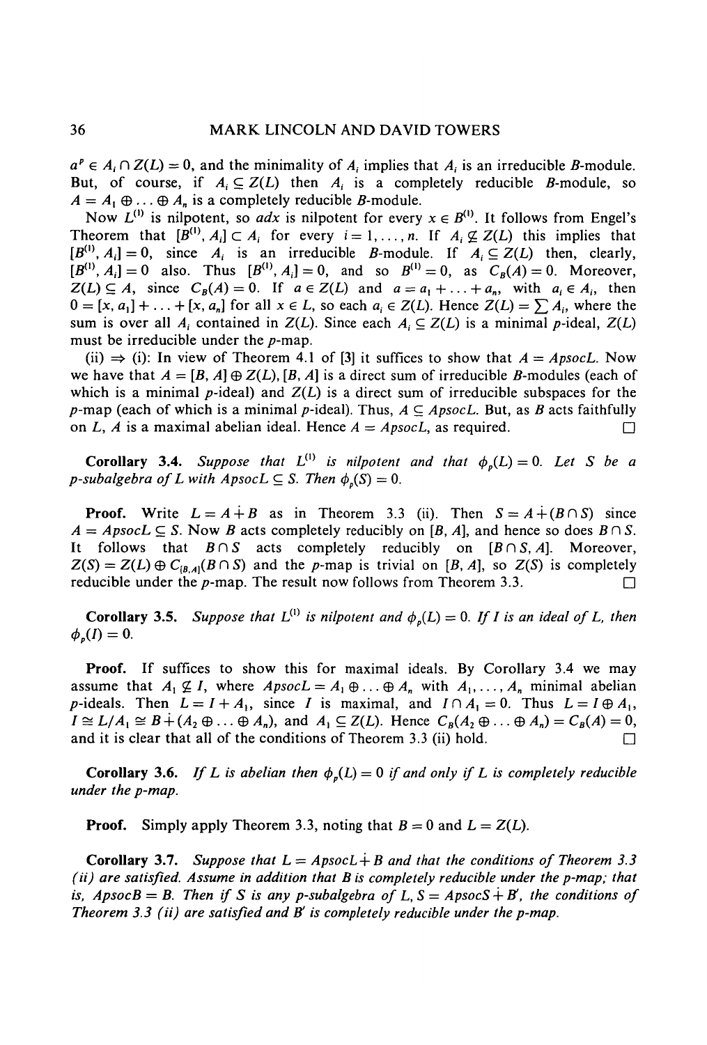$a^p \in A_i \cap Z(L) = 0$, and the minimality of $A_i$ implies that $A_i$ is an irreducible $B$-module. But, of course, if $A_i \subseteq Z(L)$ then $A_i$ is a completely reducible $B$-module, so $A = A_1 \oplus \ldots \oplus A_n$ is a completely reducible $B$-module.

Now $L^{(1)}$ is nilpotent, so $adx$ is nilpotent for every $x \in B^{(1)}$. It follows from Engel's Theorem that $[B^{(1)}, A_i] \subset A_i$ for every $i = 1, \ldots, n$. If $A_i \nsubseteq Z(L)$ this implies that $[B^{(1)}, A_i] = 0$, since $A_i$ is an irreducible $B$-module. If $A_i \subseteq Z(L)$ then, clearly, $[B^{(1)}, A_i] = 0$ also. Thus $[B^{(1)}, A_i] = 0$, and so $B^{(1)} = 0$, as $C_B(A) = 0$. Moreover, $Z(L) \subseteq A$, since $C_B(A) = 0$. If $a \in Z(L)$ and $a = a_1 + \ldots + a_n$, with $a_i \in A_i$, then $0 = [x, a_1] + \ldots + [x, a_n]$ for all $x \in L$, so each $a_i \in Z(L)$. Hence $Z(L) = \sum A_i$, where the sum is over all $A_i$ contained in $Z(L)$. Since each $A_i \subseteq Z(L)$ is a minimal $p$-ideal, $Z(L)$ must be irreducible under the $p$-map.

(ii) $\Rightarrow$ (i): In view of Theorem 4.1 of [3] it suffices to show that $A = ApsocL$. Now we have that $A = [B, A] \oplus Z(L), [B, A]$ is a direct sum of irreducible $B$-modules (each of which is a minimal $p$-ideal) and $Z(L)$ is a direct sum of irreducible subspaces for the $p$-map (each of which is a minimal $p$-ideal). Thus, $A \subseteq ApsocL$. But, as $B$ acts faithfully on $L$, $A$ is a maximal abelian ideal. Hence $A = ApsocL$, as required. $\square$

**Corollary 3.4.** *Suppose that $L^{(1)}$ is nilpotent and that $\phi_p(L) = 0$. Let $S$ be a $p$-subalgebra of $L$ with $ApsocL \subseteq S$. Then $\phi_p(S) = 0$.*

**Proof.** Write $L = A \dot{+} B$ as in Theorem 3.3 (ii). Then $S = A \dot{+} (B \cap S)$ since $A = ApsocL \subseteq S$. Now $B$ acts completely reducibly on $[B, A]$, and hence so does $B \cap S$. It follows that $B \cap S$ acts completely reducibly on $[B \cap S, A]$. Moreover, $Z(S) = Z(L) \oplus C_{[B,A]}(B \cap S)$ and the $p$-map is trivial on $[B, A]$, so $Z(S)$ is completely reducible under the $p$-map. The result now follows from Theorem 3.3. $\square$

**Corollary 3.5.** *Suppose that $L^{(1)}$ is nilpotent and $\phi_p(L) = 0$. If $I$ is an ideal of $L$, then $\phi_p(I) = 0$.*

**Proof.** If suffices to show this for maximal ideals. By Corollary 3.4 we may assume that $A_1 \nsubseteq I$, where $ApsocL = A_1 \oplus \ldots \oplus A_n$ with $A_1, \ldots, A_n$ minimal abelian $p$-ideals. Then $L = I + A_1$, since $I$ is maximal, and $I \cap A_1 = 0$. Thus $L = I \oplus A_1$, $I \cong L/A_1 \cong B \dot{+} (A_2 \oplus \ldots \oplus A_n)$, and $A_1 \subseteq Z(L)$. Hence $C_B(A_2 \oplus \ldots \oplus A_n) = C_B(A) = 0$, and it is clear that all of the conditions of Theorem 3.3 (ii) hold. $\square$

**Corollary 3.6.** *If $L$ is abelian then $\phi_p(L) = 0$ if and only if $L$ is completely reducible under the $p$-map.*

**Proof.** Simply apply Theorem 3.3, noting that $B = 0$ and $L = Z(L)$.

**Corollary 3.7.** *Suppose that $L = ApsocL \dot{+} B$ and that the conditions of Theorem 3.3 (ii) are satisfied. Assume in addition that $B$ is completely reducible under the $p$-map; that is, $ApsocB = B$. Then if $S$ is any $p$-subalgebra of $L$, $S = ApsocS \dot{+} B'$, the conditions of Theorem 3.3 (ii) are satisfied and $B'$ is completely reducible under the $p$-map.*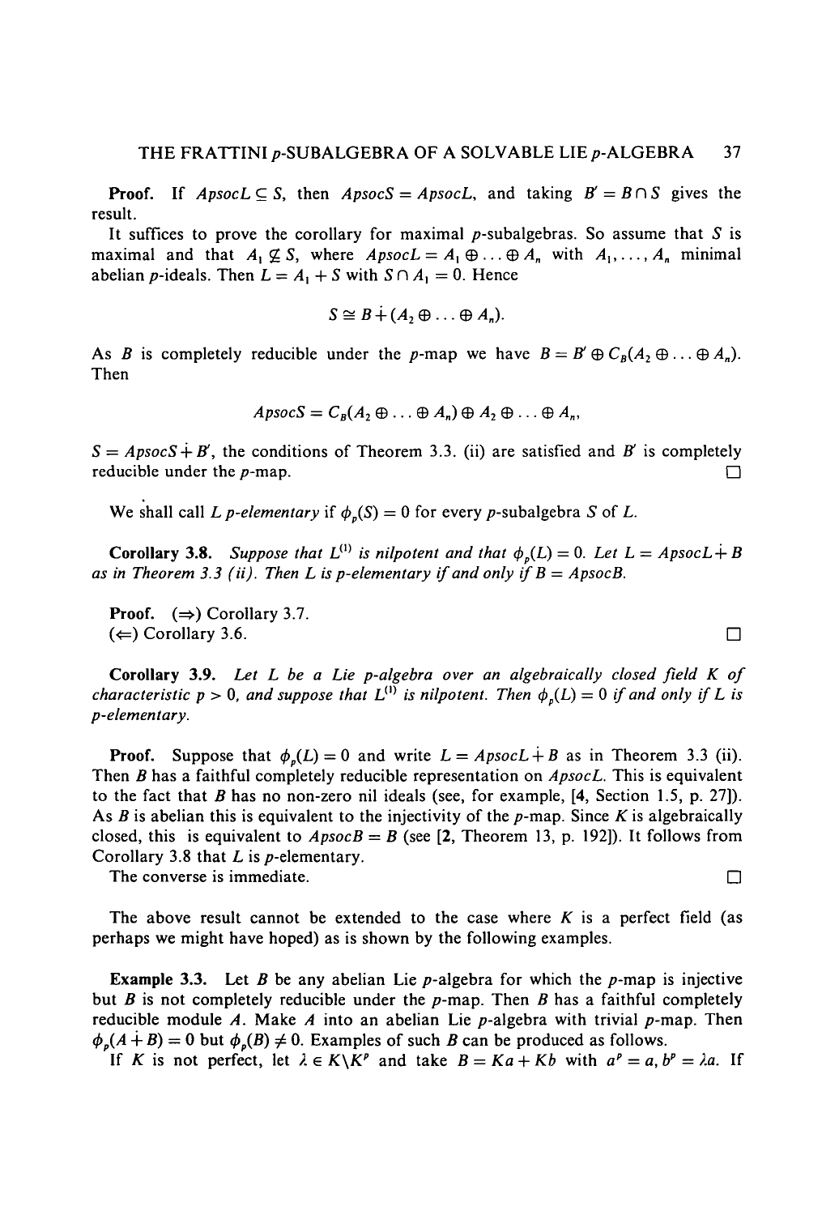**Proof.** If $Apsoc L \subseteq S$, then $Apsoc S = Apsoc L$, and taking $B' = B \cap S$ gives the result.

It suffices to prove the corollary for maximal $p$-subalgebras. So assume that $S$ is maximal and that $A_1 \not\subseteq S$, where $Apsoc L = A_1 \oplus \ldots \oplus A_n$ with $A_1, \ldots, A_n$ minimal abelian $p$-ideals. Then $L = A_1 + S$ with $S \cap A_1 = 0$. Hence

$$S \cong B \dot{+} (A_2 \oplus \ldots \oplus A_n).$$

As $B$ is completely reducible under the $p$-map we have $B = B' \oplus C_B(A_2 \oplus \ldots \oplus A_n)$. Then

$$Apsoc S = C_B(A_2 \oplus \ldots \oplus A_n) \oplus A_2 \oplus \ldots \oplus A_n,$$

$S = Apsoc S \dot{+} B'$, the conditions of Theorem 3.3. (ii) are satisfied and $B'$ is completely reducible under the $p$-map. □

We shall call $L$ *$p$-elementary* if $\phi_p(S) = 0$ for every $p$-subalgebra $S$ of $L$.

**Corollary 3.8.** *Suppose that $L^{(1)}$ is nilpotent and that $\phi_p(L) = 0$. Let $L = Apsoc L \dot{+} B$ as in Theorem 3.3 (ii). Then $L$ is $p$-elementary if and only if $B = Apsoc B$.*

**Proof.** ($\Rightarrow$) Corollary 3.7.
($\Leftarrow$) Corollary 3.6. □

**Corollary 3.9.** *Let $L$ be a Lie $p$-algebra over an algebraically closed field $K$ of characteristic $p > 0$, and suppose that $L^{(1)}$ is nilpotent. Then $\phi_p(L) = 0$ if and only if $L$ is $p$-elementary.*

**Proof.** Suppose that $\phi_p(L) = 0$ and write $L = Apsoc L \dot{+} B$ as in Theorem 3.3 (ii). Then $B$ has a faithful completely reducible representation on $Apsoc L$. This is equivalent to the fact that $B$ has no non-zero nil ideals (see, for example, [4, Section 1.5, p. 27]). As $B$ is abelian this is equivalent to the injectivity of the $p$-map. Since $K$ is algebraically closed, this is equivalent to $Apsoc B = B$ (see [2, Theorem 13, p. 192]). It follows from Corollary 3.8 that $L$ is $p$-elementary.
The converse is immediate. □

The above result cannot be extended to the case where $K$ is a perfect field (as perhaps we might have hoped) as is shown by the following examples.

**Example 3.3.** Let $B$ be any abelian Lie $p$-algebra for which the $p$-map is injective but $B$ is not completely reducible under the $p$-map. Then $B$ has a faithful completely reducible module $A$. Make $A$ into an abelian Lie $p$-algebra with trivial $p$-map. Then $\phi_p(A \dot{+} B) = 0$ but $\phi_p(B) \neq 0$. Examples of such $B$ can be produced as follows.
If $K$ is not perfect, let $\lambda \in K \backslash K^p$ and take $B = Ka + Kb$ with $a^p = a, b^p = \lambda a$. If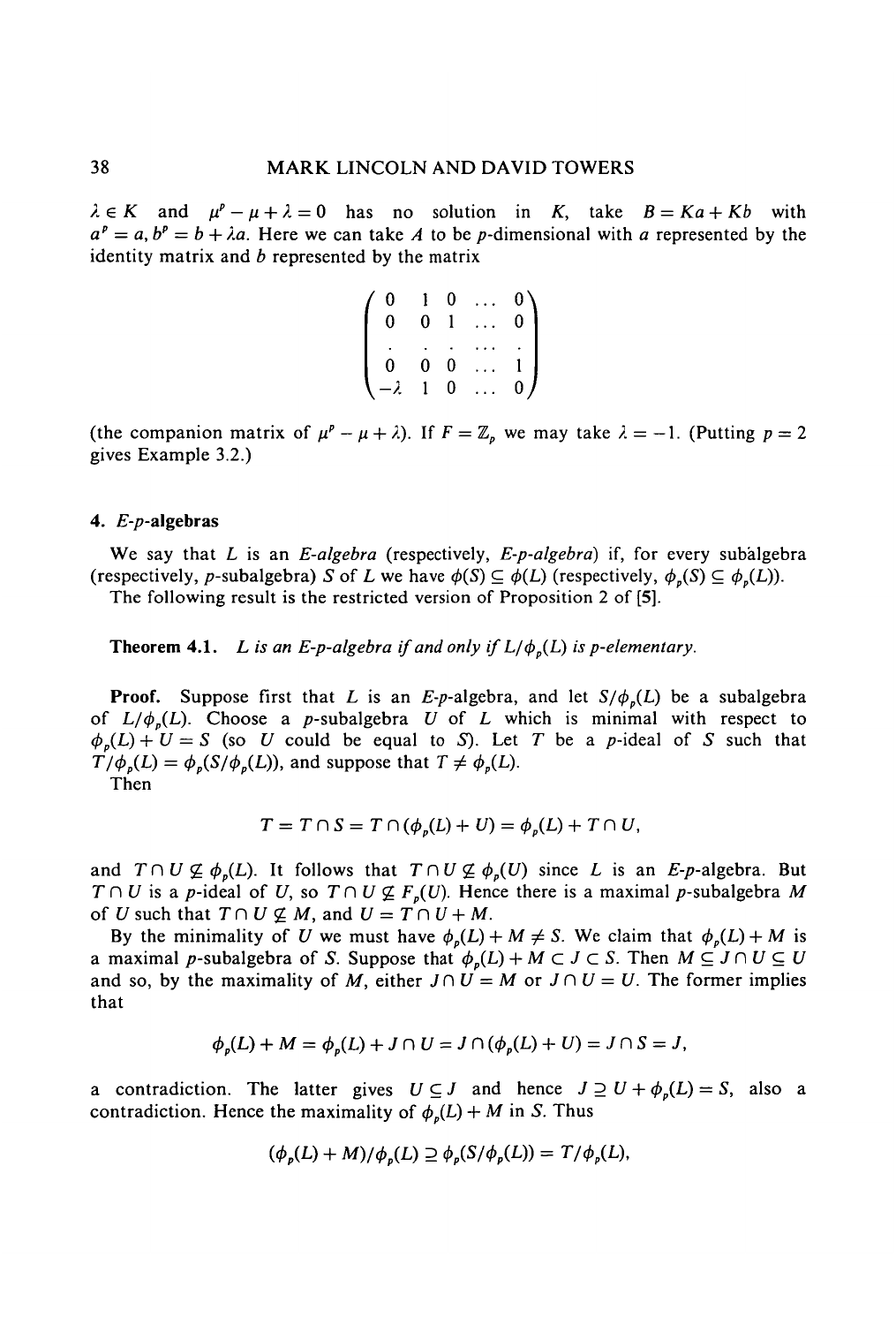$\lambda \in K$ and $\mu^p - \mu + \lambda = 0$ has no solution in $K$, take $B = Ka + Kb$ with $a^p = a$, $b^p = b + \lambda a$. Here we can take $A$ to be $p$-dimensional with $a$ represented by the identity matrix and $b$ represented by the matrix

$$\begin{pmatrix} 0 & 1 & 0 & \dots & 0 \\ 0 & 0 & 1 & \dots & 0 \\ . & . & . & \dots & . \\ 0 & 0 & 0 & \dots & 1 \\ -\lambda & 1 & 0 & \dots & 0 \end{pmatrix}$$

(the companion matrix of $\mu^p - \mu + \lambda$). If $F = \mathbb{Z}_p$ we may take $\lambda = -1$. (Putting $p = 2$ gives Example 3.2.)

## 4. $E$-$p$-algebras

We say that $L$ is an *E-algebra* (respectively, *E-p-algebra*) if, for every subalgebra (respectively, $p$-subalgebra) $S$ of $L$ we have $\phi(S) \subseteq \phi(L)$ (respectively, $\phi_p(S) \subseteq \phi_p(L)$).

The following result is the restricted version of Proposition 2 of [5].

**Theorem 4.1.** *$L$ is an E-p-algebra if and only if $L/\phi_p(L)$ is p-elementary.*

**Proof.** Suppose first that $L$ is an $E$-$p$-algebra, and let $S/\phi_p(L)$ be a subalgebra of $L/\phi_p(L)$. Choose a $p$-subalgebra $U$ of $L$ which is minimal with respect to $\phi_p(L) + U = S$ (so $U$ could be equal to $S$). Let $T$ be a $p$-ideal of $S$ such that $T/\phi_p(L) = \phi_p(S/\phi_p(L))$, and suppose that $T \neq \phi_p(L)$.

Then

$$T = T \cap S = T \cap (\phi_p(L) + U) = \phi_p(L) + T \cap U,$$

and $T \cap U \not\subseteq \phi_p(L)$. It follows that $T \cap U \not\subseteq \phi_p(U)$ since $L$ is an $E$-$p$-algebra. But $T \cap U$ is a $p$-ideal of $U$, so $T \cap U \not\subseteq F_p(U)$. Hence there is a maximal $p$-subalgebra $M$ of $U$ such that $T \cap U \not\subseteq M$, and $U = T \cap U + M$.

By the minimality of $U$ we must have $\phi_p(L) + M \neq S$. We claim that $\phi_p(L) + M$ is a maximal $p$-subalgebra of $S$. Suppose that $\phi_p(L) + M \subset J \subset S$. Then $M \subseteq J \cap U \subseteq U$ and so, by the maximality of $M$, either $J \cap U = M$ or $J \cap U = U$. The former implies that

$$\phi_p(L) + M = \phi_p(L) + J \cap U = J \cap (\phi_p(L) + U) = J \cap S = J,$$

a contradiction. The latter gives $U \subseteq J$ and hence $J \supseteq U + \phi_p(L) = S$, also a contradiction. Hence the maximality of $\phi_p(L) + M$ in $S$. Thus

$$(\phi_p(L) + M)/\phi_p(L) \supseteq \phi_p(S/\phi_p(L)) = T/\phi_p(L),$$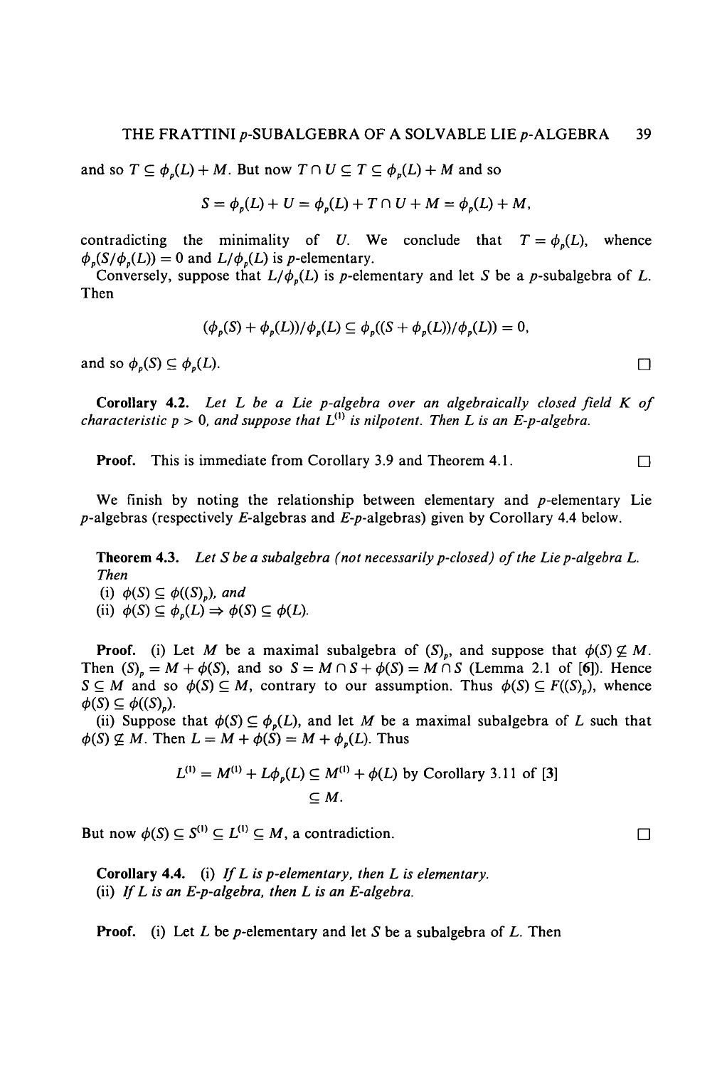and so $T \subseteq \phi_p(L) + M$. But now $T \cap U \subseteq T \subseteq \phi_p(L) + M$ and so

$$S = \phi_p(L) + U = \phi_p(L) + T \cap U + M = \phi_p(L) + M,$$

contradicting the minimality of $U$. We conclude that $T = \phi_p(L)$, whence $\phi_p(S/\phi_p(L)) = 0$ and $L/\phi_p(L)$ is $p$-elementary.

Conversely, suppose that $L/\phi_p(L)$ is $p$-elementary and let $S$ be a $p$-subalgebra of $L$. Then

$$(\phi_p(S) + \phi_p(L))/\phi_p(L) \subseteq \phi_p((S + \phi_p(L))/\phi_p(L)) = 0,$$

and so $\phi_p(S) \subseteq \phi_p(L)$. □

**Corollary 4.2.** *Let $L$ be a Lie $p$-algebra over an algebraically closed field $K$ of characteristic $p > 0$, and suppose that $L^{(1)}$ is nilpotent. Then $L$ is an E-$p$-algebra.*

**Proof.** This is immediate from Corollary 3.9 and Theorem 4.1. □

We finish by noting the relationship between elementary and $p$-elementary Lie $p$-algebras (respectively $E$-algebras and $E$-$p$-algebras) given by Corollary 4.4 below.

**Theorem 4.3.** *Let $S$ be a subalgebra (not necessarily $p$-closed) of the Lie $p$-algebra $L$. Then*
*(i) $\phi(S) \subseteq \phi((S)_p)$, and*
*(ii) $\phi(S) \subseteq \phi_p(L) \Rightarrow \phi(S) \subseteq \phi(L)$.*

**Proof.** (i) Let $M$ be a maximal subalgebra of $(S)_p$, and suppose that $\phi(S) \not\subseteq M$. Then $(S)_p = M + \phi(S)$, and so $S = M \cap S + \phi(S) = M \cap S$ (Lemma 2.1 of [6]). Hence $S \subseteq M$ and so $\phi(S) \subseteq M$, contrary to our assumption. Thus $\phi(S) \subseteq F((S)_p)$, whence $\phi(S) \subseteq \phi((S)_p)$.

(ii) Suppose that $\phi(S) \subseteq \phi_p(L)$, and let $M$ be a maximal subalgebra of $L$ such that $\phi(S) \not\subseteq M$. Then $L = M + \phi(S) = M + \phi_p(L)$. Thus

$$\begin{aligned} L^{(1)} = M^{(1)} + L\phi_p(L) &\subseteq M^{(1)} + \phi(L) \text{ by Corollary 3.11 of [3]} \\ &\subseteq M. \end{aligned}$$

But now $\phi(S) \subseteq S^{(1)} \subseteq L^{(1)} \subseteq M$, a contradiction. □

**Corollary 4.4.** (i) *If $L$ is $p$-elementary, then $L$ is elementary.*
(ii) *If $L$ is an E-$p$-algebra, then $L$ is an E-algebra.*

**Proof.** (i) Let $L$ be $p$-elementary and let $S$ be a subalgebra of $L$. Then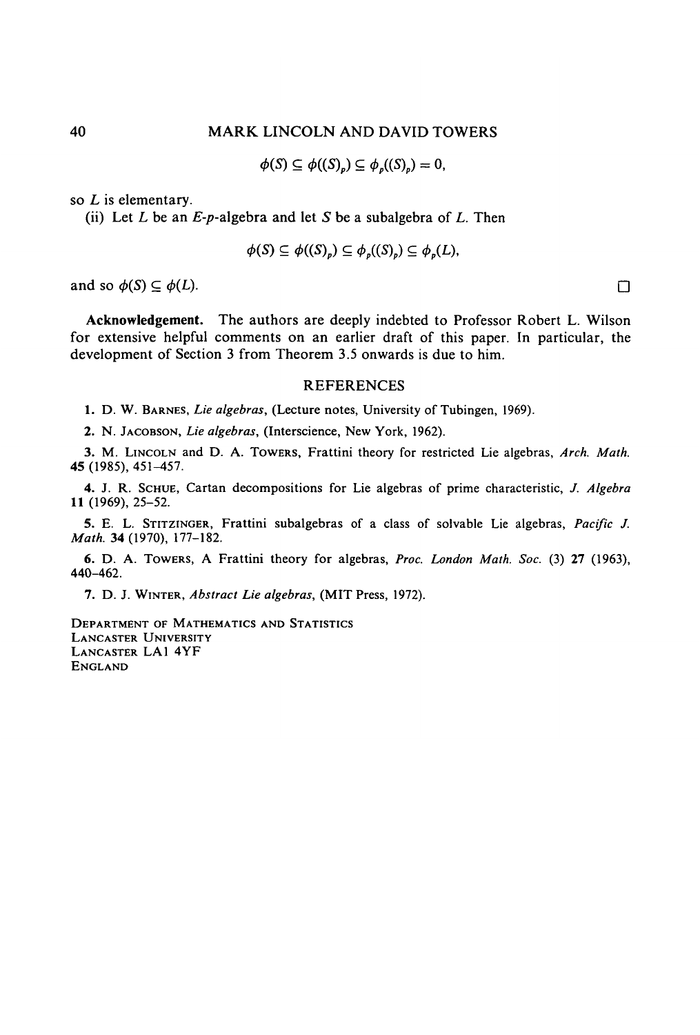$$\phi(S) \subseteq \phi((S)_p) \subseteq \phi_p((S)_p) = 0,$$

so $L$ is elementary.

(ii) Let $L$ be an $E$-$p$-algebra and let $S$ be a subalgebra of $L$. Then

$$\phi(S) \subseteq \phi((S)_p) \subseteq \phi_p((S)_p) \subseteq \phi_p(L),$$

and so $\phi(S) \subseteq \phi(L)$. □

**Acknowledgement.** The authors are deeply indebted to Professor Robert L. Wilson for extensive helpful comments on an earlier draft of this paper. In particular, the development of Section 3 from Theorem 3.5 onwards is due to him.

## REFERENCES

1. D. W. Barnes, *Lie algebras*, (Lecture notes, University of Tubingen, 1969).

2. N. Jacobson, *Lie algebras*, (Interscience, New York, 1962).

3. M. Lincoln and D. A. Towers, Frattini theory for restricted Lie algebras, *Arch. Math.* **45** (1985), 451–457.

4. J. R. Schue, Cartan decompositions for Lie algebras of prime characteristic, *J. Algebra* **11** (1969), 25–52.

5. E. L. Stitzinger, Frattini subalgebras of a class of solvable Lie algebras, *Pacific J. Math.* **34** (1970), 177–182.

6. D. A. Towers, A Frattini theory for algebras, *Proc. London Math. Soc.* (3) **27** (1963), 440–462.

7. D. J. Winter, *Abstract Lie algebras*, (MIT Press, 1972).

Department of Mathematics and Statistics
Lancaster University
Lancaster LA1 4YF
England